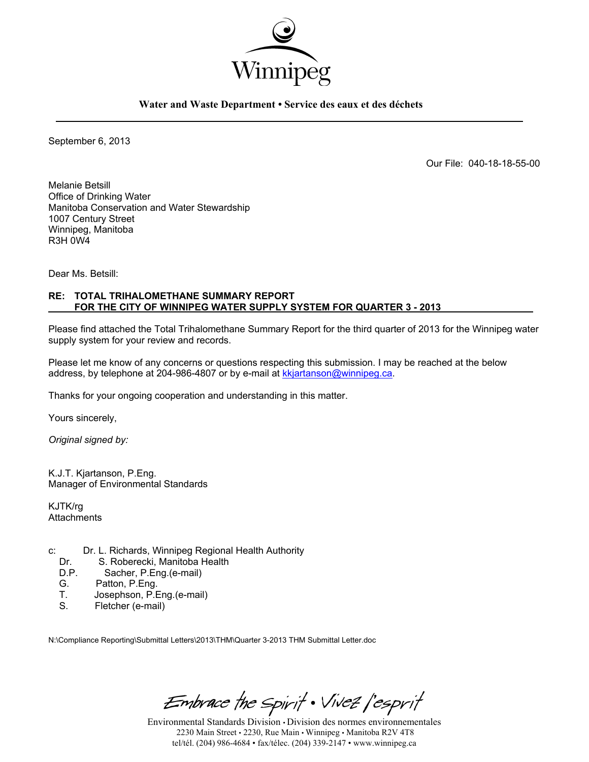Winnipeg

**Water and Waste Department • Service des eaux et des déchets**

September 6, 2013

Our File: 040-18-18-55-00

Melanie Betsill
Office of Drinking Water
Manitoba Conservation and Water Stewardship
1007 Century Street
Winnipeg, Manitoba
R3H 0W4

Dear Ms. Betsill:

**RE: TOTAL TRIHALOMETHANE SUMMARY REPORT FOR THE CITY OF WINNIPEG WATER SUPPLY SYSTEM FOR QUARTER 3 - 2013**

Please find attached the Total Trihalomethane Summary Report for the third quarter of 2013 for the Winnipeg water supply system for your review and records.

Please let me know of any concerns or questions respecting this submission. I may be reached at the below address, by telephone at 204-986-4807 or by e-mail at kkjartanson@winnipeg.ca.

Thanks for your ongoing cooperation and understanding in this matter.

Yours sincerely,

*Original signed by:*

K.J.T. Kjartanson, P.Eng.
Manager of Environmental Standards

KJTK/rg
Attachments

c: Dr. L. Richards, Winnipeg Regional Health Authority
Dr. S. Roberecki, Manitoba Health
D.P. Sacher, P.Eng.(e-mail)
G. Patton, P.Eng.
T. Josephson, P.Eng.(e-mail)
S. Fletcher (e-mail)

N:\Compliance Reporting\Submittal Letters\2013\THM\Quarter 3-2013 THM Submittal Letter.doc

*Embrace the Spirit • Vivez l'esprit*

Environmental Standards Division • Division des normes environnementales
2230 Main Street • 2230, Rue Main • Winnipeg • Manitoba R2V 4T8
tel/tél. (204) 986-4684 • fax/télec. (204) 339-2147 • www.winnipeg.ca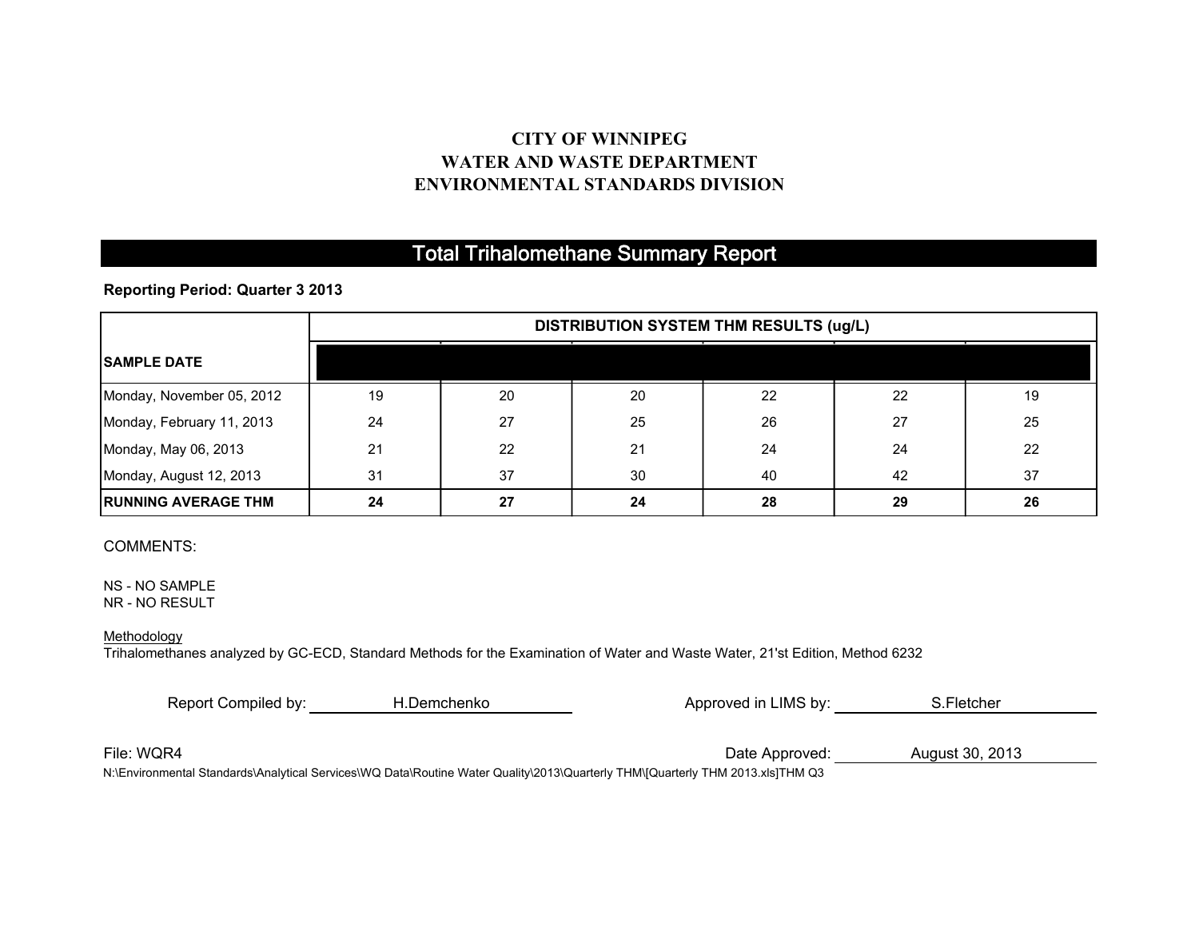**CITY OF WINNIPEG**
**WATER AND WASTE DEPARTMENT**
**ENVIRONMENTAL STANDARDS DIVISION**

# Total Trihalomethane Summary Report

**Reporting Period: Quarter 3 2013**

| | DISTRIBUTION SYSTEM THM RESULTS (ug/L) | | | | | |
|---|---|---|---|---|---|---|
| **SAMPLE DATE** | | | | | | |
| Monday, November 05, 2012 | 19 | 20 | 20 | 22 | 22 | 19 |
| Monday, February 11, 2013 | 24 | 27 | 25 | 26 | 27 | 25 |
| Monday, May 06, 2013 | 21 | 22 | 21 | 24 | 24 | 22 |
| Monday, August 12, 2013 | 31 | 37 | 30 | 40 | 42 | 37 |
| **RUNNING AVERAGE THM** | **24** | **27** | **24** | **28** | **29** | **26** |

COMMENTS:

NS - NO SAMPLE
NR - NO RESULT

Methodology
Trihalomethanes analyzed by GC-ECD, Standard Methods for the Examination of Water and Waste Water, 21'st Edition, Method 6232

Report Compiled by: H.Demchenko

Approved in LIMS by: S.Fletcher

File: WQR4

Date Approved: August 30, 2013

N:\Environmental Standards\Analytical Services\WQ Data\Routine Water Quality\2013\Quarterly THM\[Quarterly THM 2013.xls]THM Q3